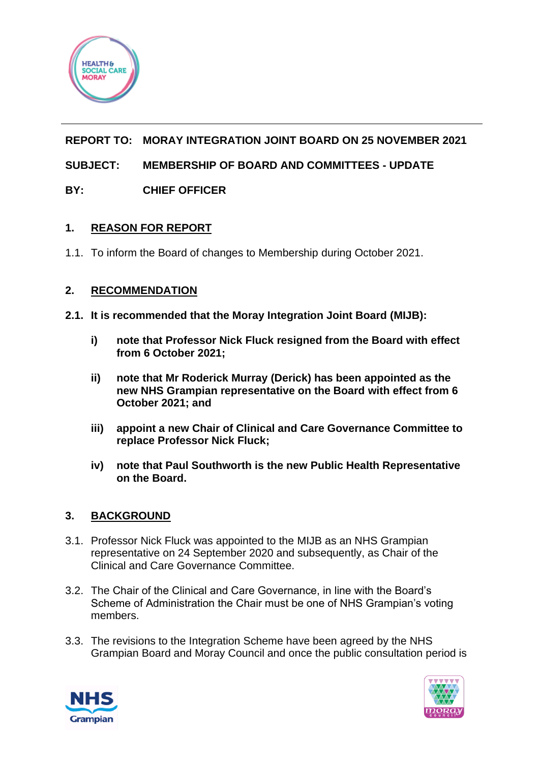**REPORT TO:** **MORAY INTEGRATION JOINT BOARD ON 25 NOVEMBER 2021**

**SUBJECT:** **MEMBERSHIP OF BOARD AND COMMITTEES - UPDATE**

**BY:** **CHIEF OFFICER**

## 1. REASON FOR REPORT

1.1. To inform the Board of changes to Membership during October 2021.

## 2. RECOMMENDATION

**2.1. It is recommended that the Moray Integration Joint Board (MIJB):**

**i) note that Professor Nick Fluck resigned from the Board with effect from 6 October 2021;**

**ii) note that Mr Roderick Murray (Derick) has been appointed as the new NHS Grampian representative on the Board with effect from 6 October 2021; and**

**iii) appoint a new Chair of Clinical and Care Governance Committee to replace Professor Nick Fluck;**

**iv) note that Paul Southworth is the new Public Health Representative on the Board.**

## 3. BACKGROUND

3.1. Professor Nick Fluck was appointed to the MIJB as an NHS Grampian representative on 24 September 2020 and subsequently, as Chair of the Clinical and Care Governance Committee.

3.2. The Chair of the Clinical and Care Governance, in line with the Board's Scheme of Administration the Chair must be one of NHS Grampian's voting members.

3.3. The revisions to the Integration Scheme have been agreed by the NHS Grampian Board and Moray Council and once the public consultation period is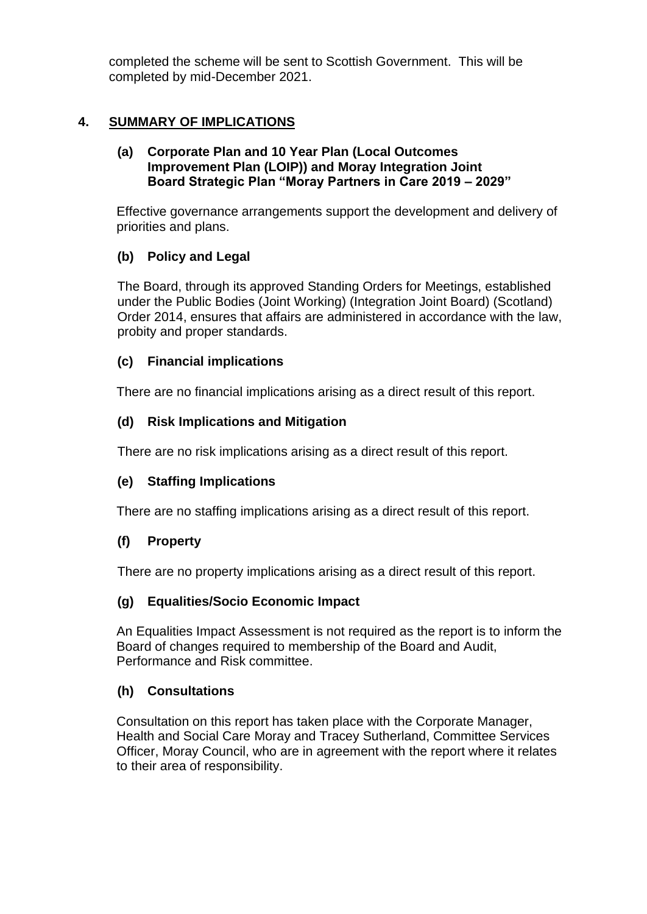completed the scheme will be sent to Scottish Government. This will be completed by mid-December 2021.

## 4. SUMMARY OF IMPLICATIONS

### (a) Corporate Plan and 10 Year Plan (Local Outcomes Improvement Plan (LOIP)) and Moray Integration Joint Board Strategic Plan "Moray Partners in Care 2019 – 2029"

Effective governance arrangements support the development and delivery of priorities and plans.

### (b) Policy and Legal

The Board, through its approved Standing Orders for Meetings, established under the Public Bodies (Joint Working) (Integration Joint Board) (Scotland) Order 2014, ensures that affairs are administered in accordance with the law, probity and proper standards.

### (c) Financial implications

There are no financial implications arising as a direct result of this report.

### (d) Risk Implications and Mitigation

There are no risk implications arising as a direct result of this report.

### (e) Staffing Implications

There are no staffing implications arising as a direct result of this report.

### (f) Property

There are no property implications arising as a direct result of this report.

### (g) Equalities/Socio Economic Impact

An Equalities Impact Assessment is not required as the report is to inform the Board of changes required to membership of the Board and Audit, Performance and Risk committee.

### (h) Consultations

Consultation on this report has taken place with the Corporate Manager, Health and Social Care Moray and Tracey Sutherland, Committee Services Officer, Moray Council, who are in agreement with the report where it relates to their area of responsibility.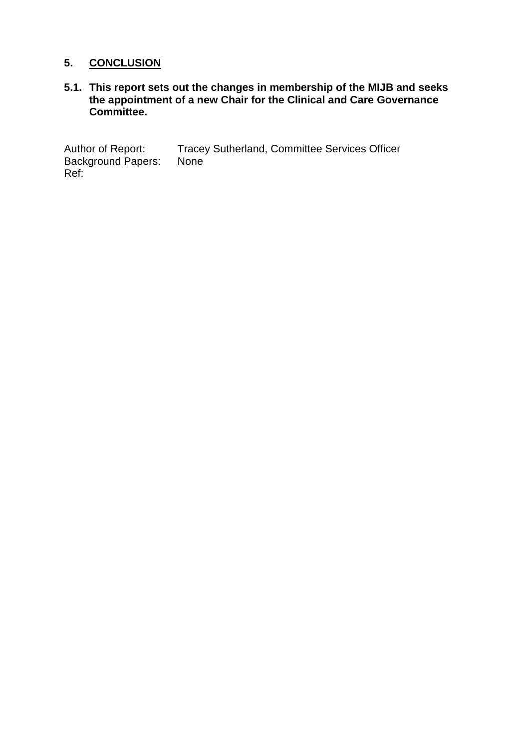## 5. CONCLUSION

**5.1. This report sets out the changes in membership of the MIJB and seeks the appointment of a new Chair for the Clinical and Care Governance Committee.**

| | |
|---|---|
| Author of Report: | Tracey Sutherland, Committee Services Officer |
| Background Papers: | None |
| Ref: | |